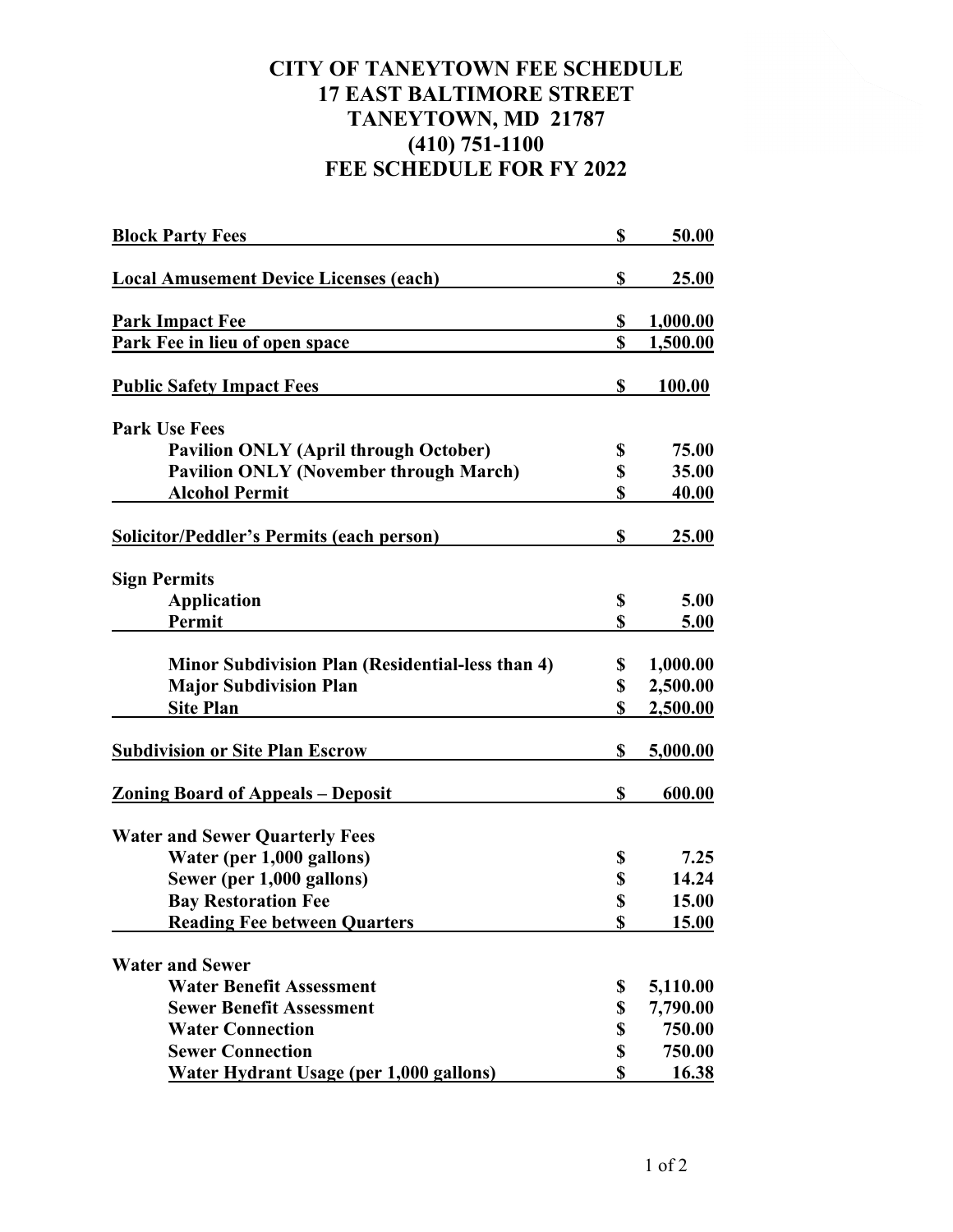# CITY OF TANEYTOWN FEE SCHEDULE
## 17 EAST BALTIMORE STREET
## TANEYTOWN, MD 21787
## (410) 751-1100
## FEE SCHEDULE FOR FY 2022

| | | |
|---|---|---|
| **Block Party Fees** | **$** | **50.00** |
| **Local Amusement Device Licenses (each)** | **$** | **25.00** |
| **Park Impact Fee** | **$** | **1,000.00** |
| **Park Fee in lieu of open space** | **$** | **1,500.00** |
| **Public Safety Impact Fees** | **$** | **100.00** |
| **Park Use Fees** | | |
| **Pavilion ONLY (April through October)** | **$** | **75.00** |
| **Pavilion ONLY (November through March)** | **$** | **35.00** |
| **Alcohol Permit** | **$** | **40.00** |
| **Solicitor/Peddler's Permits (each person)** | **$** | **25.00** |
| **Sign Permits** | | |
| **Application** | **$** | **5.00** |
| **Permit** | **$** | **5.00** |
| **Minor Subdivision Plan (Residential-less than 4)** | **$** | **1,000.00** |
| **Major Subdivision Plan** | **$** | **2,500.00** |
| **Site Plan** | **$** | **2,500.00** |
| **Subdivision or Site Plan Escrow** | **$** | **5,000.00** |
| **Zoning Board of Appeals – Deposit** | **$** | **600.00** |
| **Water and Sewer Quarterly Fees** | | |
| **Water (per 1,000 gallons)** | **$** | **7.25** |
| **Sewer (per 1,000 gallons)** | **$** | **14.24** |
| **Bay Restoration Fee** | **$** | **15.00** |
| **Reading Fee between Quarters** | **$** | **15.00** |
| **Water and Sewer** | | |
| **Water Benefit Assessment** | **$** | **5,110.00** |
| **Sewer Benefit Assessment** | **$** | **7,790.00** |
| **Water Connection** | **$** | **750.00** |
| **Sewer Connection** | **$** | **750.00** |
| **Water Hydrant Usage (per 1,000 gallons)** | **$** | **16.38** |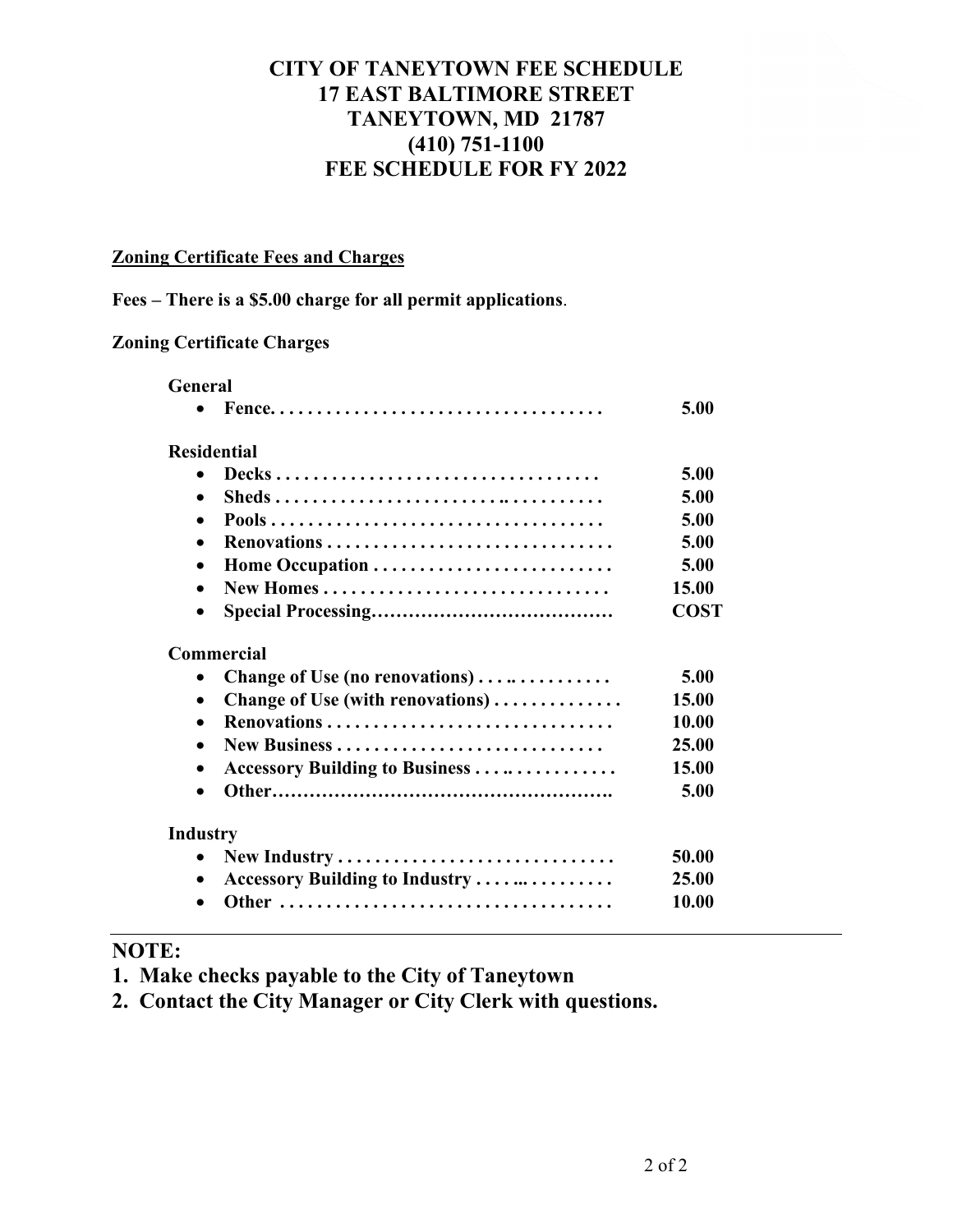# CITY OF TANEYTOWN FEE SCHEDULE
# 17 EAST BALTIMORE STREET
# TANEYTOWN, MD 21787
# (410) 751-1100
# FEE SCHEDULE FOR FY 2022

## Zoning Certificate Fees and Charges

**Fees – There is a $5.00 charge for all permit applications**.

### Zoning Certificate Charges

**General**

| | |
|---|---|
| Fence | 5.00 |

**Residential**

| | |
|---|---|
| Decks | 5.00 |
| Sheds | 5.00 |
| Pools | 5.00 |
| Renovations | 5.00 |
| Home Occupation | 5.00 |
| New Homes | 15.00 |
| Special Processing | COST |

**Commercial**

| | |
|---|---|
| Change of Use (no renovations) | 5.00 |
| Change of Use (with renovations) | 15.00 |
| Renovations | 10.00 |
| New Business | 25.00 |
| Accessory Building to Business | 15.00 |
| Other | 5.00 |

**Industry**

| | |
|---|---|
| New Industry | 50.00 |
| Accessory Building to Industry | 25.00 |
| Other | 10.00 |

---

## NOTE:

1. **Make checks payable to the City of Taneytown**
2. **Contact the City Manager or City Clerk with questions.**